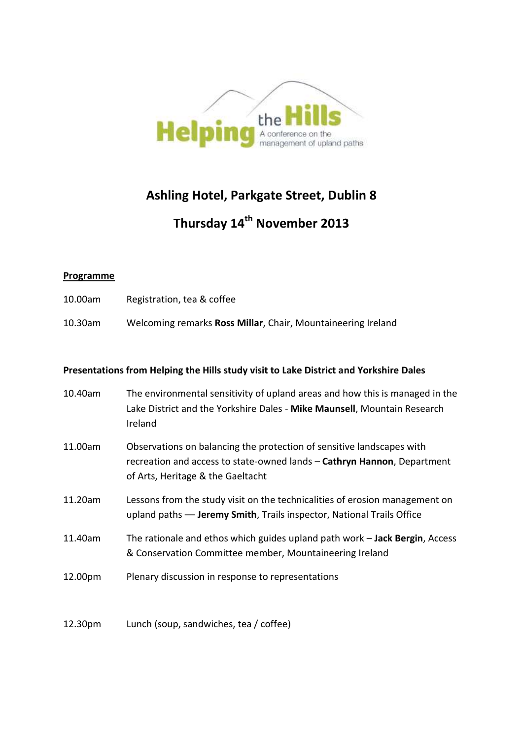Helping the Hills
A conference on the management of upland paths

# Ashling Hotel, Parkgate Street, Dublin 8

# Thursday 14th November 2013

**Programme**

| | |
|---|---|
| 10.00am | Registration, tea & coffee |
| 10.30am | Welcoming remarks **Ross Millar**, Chair, Mountaineering Ireland |

**Presentations from Helping the Hills study visit to Lake District and Yorkshire Dales**

| | |
|---|---|
| 10.40am | The environmental sensitivity of upland areas and how this is managed in the Lake District and the Yorkshire Dales - **Mike Maunsell**, Mountain Research Ireland |
| 11.00am | Observations on balancing the protection of sensitive landscapes with recreation and access to state-owned lands – **Cathryn Hannon**, Department of Arts, Heritage & the Gaeltacht |
| 11.20am | Lessons from the study visit on the technicalities of erosion management on upland paths — **Jeremy Smith**, Trails inspector, National Trails Office |
| 11.40am | The rationale and ethos which guides upland path work – **Jack Bergin**, Access & Conservation Committee member, Mountaineering Ireland |
| 12.00pm | Plenary discussion in response to representations |
| 12.30pm | Lunch (soup, sandwiches, tea / coffee) |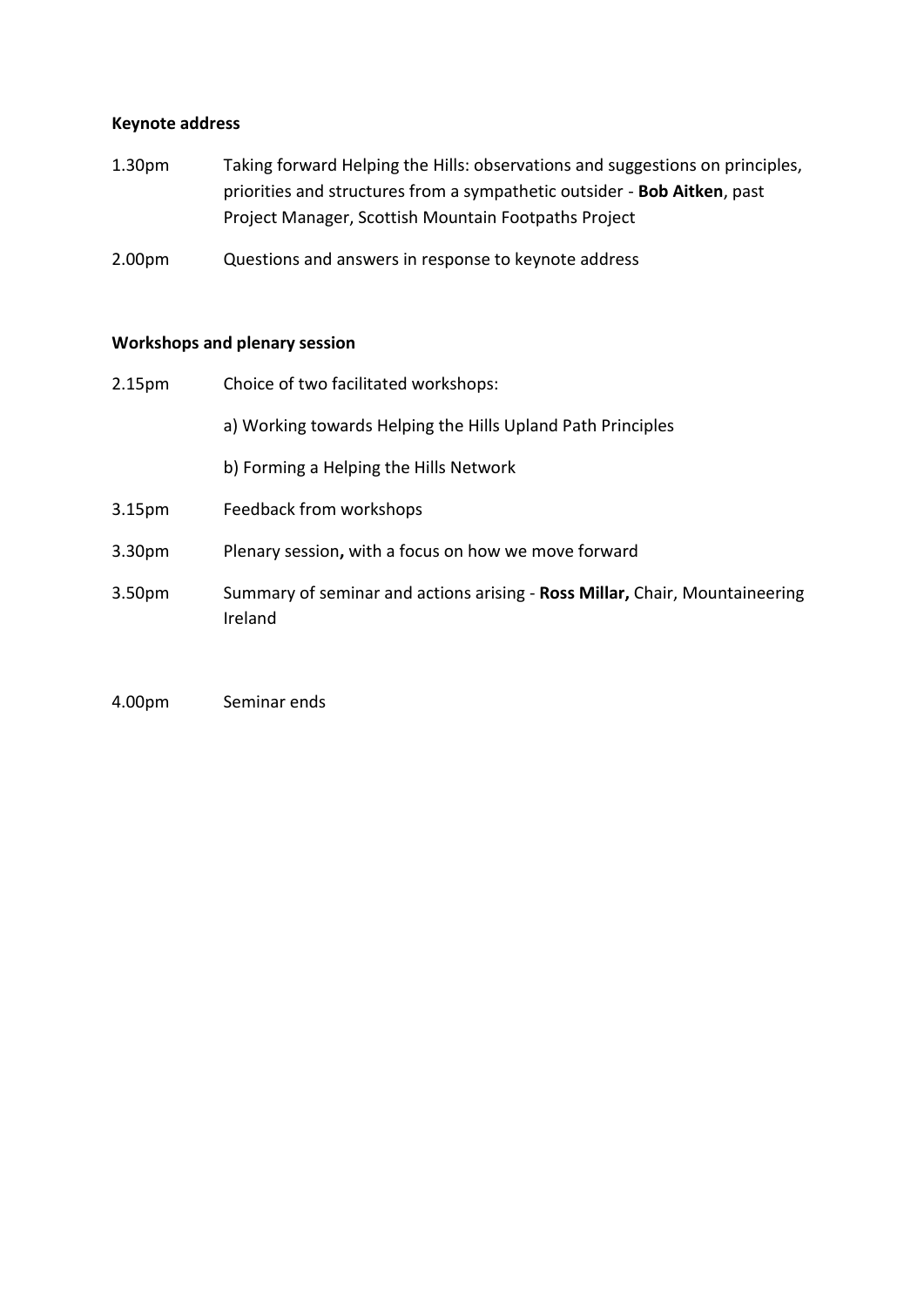**Keynote address**

1.30pm Taking forward Helping the Hills: observations and suggestions on principles, priorities and structures from a sympathetic outsider - **Bob Aitken**, past Project Manager, Scottish Mountain Footpaths Project

2.00pm Questions and answers in response to keynote address

**Workshops and plenary session**

2.15pm Choice of two facilitated workshops:

a) Working towards Helping the Hills Upland Path Principles

b) Forming a Helping the Hills Network

3.15pm Feedback from workshops

3.30pm Plenary session**,** with a focus on how we move forward

3.50pm Summary of seminar and actions arising - **Ross Millar,** Chair, Mountaineering Ireland

4.00pm Seminar ends